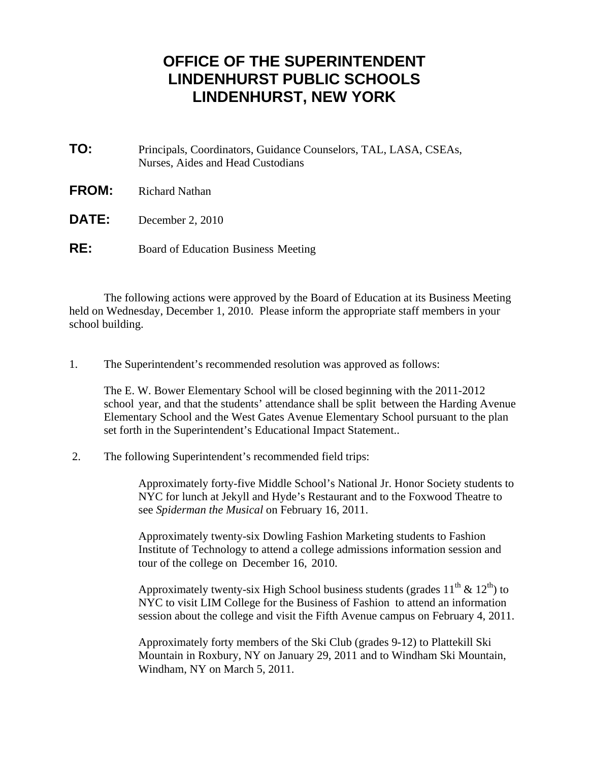# OFFICE OF THE SUPERINTENDENT
# LINDENHURST PUBLIC SCHOOLS
# LINDENHURST, NEW YORK

**TO:** Principals, Coordinators, Guidance Counselors, TAL, LASA, CSEAs, Nurses, Aides and Head Custodians

**FROM:** Richard Nathan

**DATE:** December 2, 2010

**RE:** Board of Education Business Meeting

The following actions were approved by the Board of Education at its Business Meeting held on Wednesday, December 1, 2010. Please inform the appropriate staff members in your school building.

1. The Superintendent's recommended resolution was approved as follows:

   The E. W. Bower Elementary School will be closed beginning with the 2011-2012 school year, and that the students' attendance shall be split between the Harding Avenue Elementary School and the West Gates Avenue Elementary School pursuant to the plan set forth in the Superintendent's Educational Impact Statement..

2. The following Superintendent's recommended field trips:

   Approximately forty-five Middle School's National Jr. Honor Society students to NYC for lunch at Jekyll and Hyde's Restaurant and to the Foxwood Theatre to see *Spiderman the Musical* on February 16, 2011.

   Approximately twenty-six Dowling Fashion Marketing students to Fashion Institute of Technology to attend a college admissions information session and tour of the college on December 16, 2010.

   Approximately twenty-six High School business students (grades 11th & 12th) to NYC to visit LIM College for the Business of Fashion to attend an information session about the college and visit the Fifth Avenue campus on February 4, 2011.

   Approximately forty members of the Ski Club (grades 9-12) to Plattekill Ski Mountain in Roxbury, NY on January 29, 2011 and to Windham Ski Mountain, Windham, NY on March 5, 2011.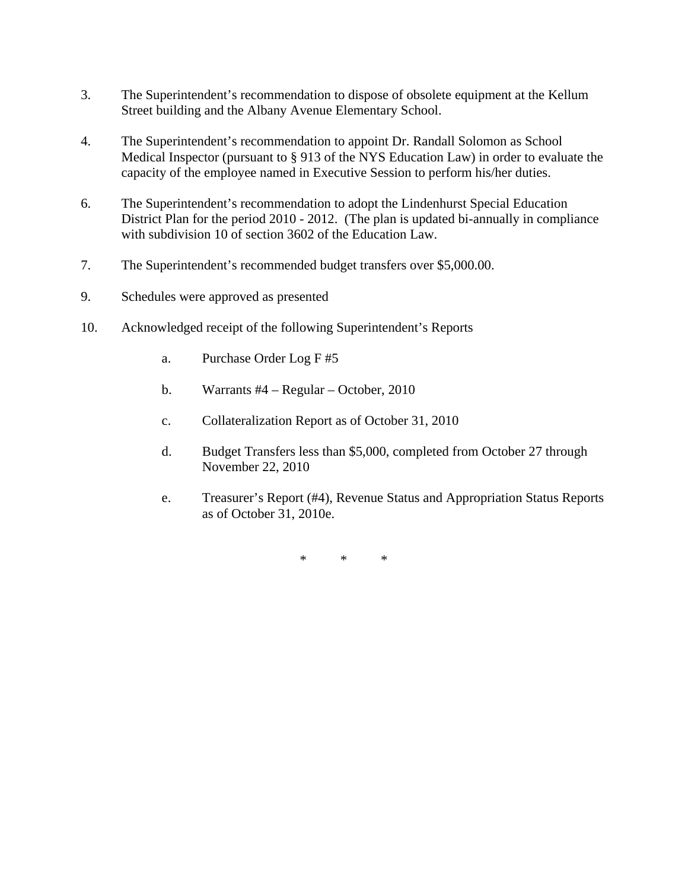3. The Superintendent’s recommendation to dispose of obsolete equipment at the Kellum Street building and the Albany Avenue Elementary School.

4. The Superintendent’s recommendation to appoint Dr. Randall Solomon as School Medical Inspector (pursuant to § 913 of the NYS Education Law) in order to evaluate the capacity of the employee named in Executive Session to perform his/her duties.

6. The Superintendent’s recommendation to adopt the Lindenhurst Special Education District Plan for the period 2010 - 2012. (The plan is updated bi-annually in compliance with subdivision 10 of section 3602 of the Education Law.

7. The Superintendent’s recommended budget transfers over $5,000.00.

9. Schedules were approved as presented

10. Acknowledged receipt of the following Superintendent’s Reports

    a. Purchase Order Log F #5

    b. Warrants #4 – Regular – October, 2010

    c. Collateralization Report as of October 31, 2010

    d. Budget Transfers less than $5,000, completed from October 27 through November 22, 2010

    e. Treasurer’s Report (#4), Revenue Status and Appropriation Status Reports as of October 31, 2010e.

\* \* \*